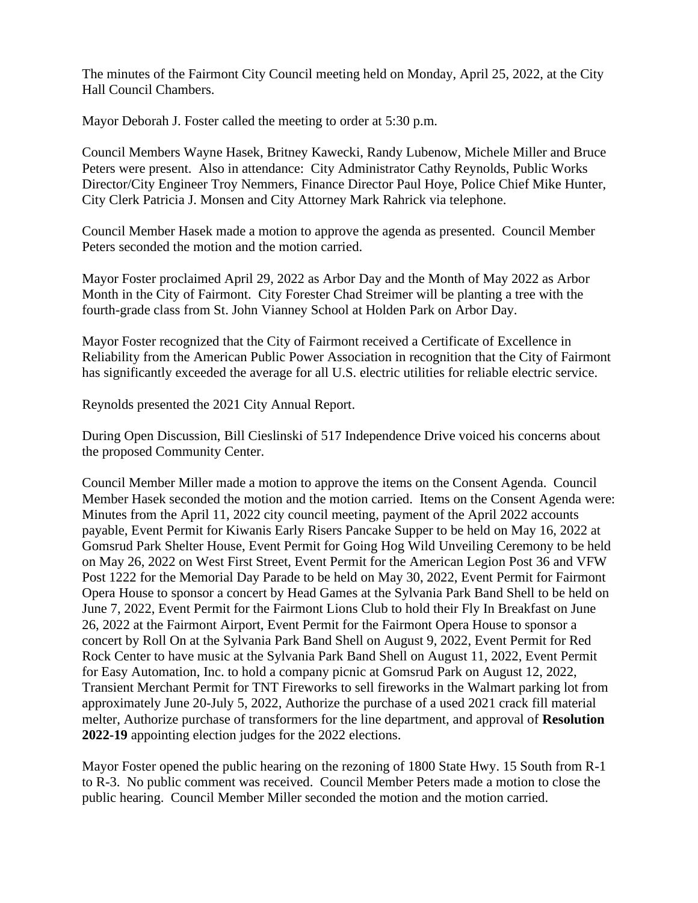The minutes of the Fairmont City Council meeting held on Monday, April 25, 2022, at the City Hall Council Chambers.

Mayor Deborah J. Foster called the meeting to order at 5:30 p.m.

Council Members Wayne Hasek, Britney Kawecki, Randy Lubenow, Michele Miller and Bruce Peters were present. Also in attendance: City Administrator Cathy Reynolds, Public Works Director/City Engineer Troy Nemmers, Finance Director Paul Hoye, Police Chief Mike Hunter, City Clerk Patricia J. Monsen and City Attorney Mark Rahrick via telephone.

Council Member Hasek made a motion to approve the agenda as presented. Council Member Peters seconded the motion and the motion carried.

Mayor Foster proclaimed April 29, 2022 as Arbor Day and the Month of May 2022 as Arbor Month in the City of Fairmont. City Forester Chad Streimer will be planting a tree with the fourth-grade class from St. John Vianney School at Holden Park on Arbor Day.

Mayor Foster recognized that the City of Fairmont received a Certificate of Excellence in Reliability from the American Public Power Association in recognition that the City of Fairmont has significantly exceeded the average for all U.S. electric utilities for reliable electric service.

Reynolds presented the 2021 City Annual Report.

During Open Discussion, Bill Cieslinski of 517 Independence Drive voiced his concerns about the proposed Community Center.

Council Member Miller made a motion to approve the items on the Consent Agenda. Council Member Hasek seconded the motion and the motion carried. Items on the Consent Agenda were: Minutes from the April 11, 2022 city council meeting, payment of the April 2022 accounts payable, Event Permit for Kiwanis Early Risers Pancake Supper to be held on May 16, 2022 at Gomsrud Park Shelter House, Event Permit for Going Hog Wild Unveiling Ceremony to be held on May 26, 2022 on West First Street, Event Permit for the American Legion Post 36 and VFW Post 1222 for the Memorial Day Parade to be held on May 30, 2022, Event Permit for Fairmont Opera House to sponsor a concert by Head Games at the Sylvania Park Band Shell to be held on June 7, 2022, Event Permit for the Fairmont Lions Club to hold their Fly In Breakfast on June 26, 2022 at the Fairmont Airport, Event Permit for the Fairmont Opera House to sponsor a concert by Roll On at the Sylvania Park Band Shell on August 9, 2022, Event Permit for Red Rock Center to have music at the Sylvania Park Band Shell on August 11, 2022, Event Permit for Easy Automation, Inc. to hold a company picnic at Gomsrud Park on August 12, 2022, Transient Merchant Permit for TNT Fireworks to sell fireworks in the Walmart parking lot from approximately June 20-July 5, 2022, Authorize the purchase of a used 2021 crack fill material melter, Authorize purchase of transformers for the line department, and approval of **Resolution 2022-19** appointing election judges for the 2022 elections.

Mayor Foster opened the public hearing on the rezoning of 1800 State Hwy. 15 South from R-1 to R-3. No public comment was received. Council Member Peters made a motion to close the public hearing. Council Member Miller seconded the motion and the motion carried.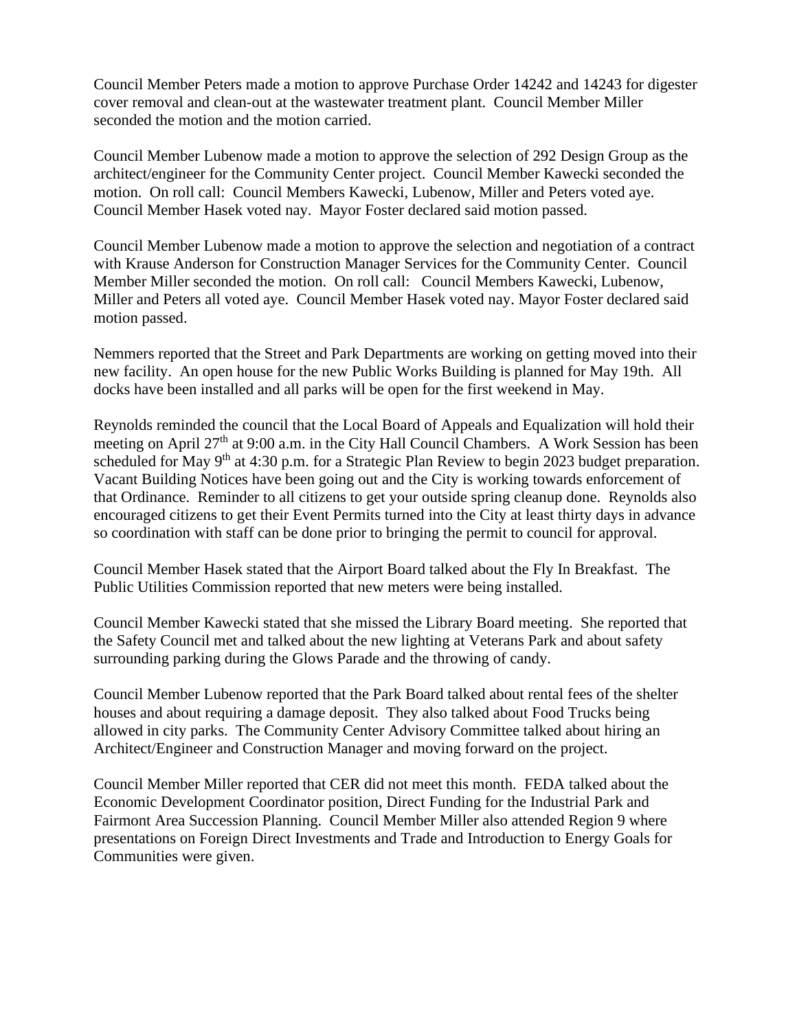Council Member Peters made a motion to approve Purchase Order 14242 and 14243 for digester cover removal and clean-out at the wastewater treatment plant. Council Member Miller seconded the motion and the motion carried.

Council Member Lubenow made a motion to approve the selection of 292 Design Group as the architect/engineer for the Community Center project. Council Member Kawecki seconded the motion. On roll call: Council Members Kawecki, Lubenow, Miller and Peters voted aye. Council Member Hasek voted nay. Mayor Foster declared said motion passed.

Council Member Lubenow made a motion to approve the selection and negotiation of a contract with Krause Anderson for Construction Manager Services for the Community Center. Council Member Miller seconded the motion. On roll call: Council Members Kawecki, Lubenow, Miller and Peters all voted aye. Council Member Hasek voted nay. Mayor Foster declared said motion passed.

Nemmers reported that the Street and Park Departments are working on getting moved into their new facility. An open house for the new Public Works Building is planned for May 19th. All docks have been installed and all parks will be open for the first weekend in May.

Reynolds reminded the council that the Local Board of Appeals and Equalization will hold their meeting on April 27th at 9:00 a.m. in the City Hall Council Chambers. A Work Session has been scheduled for May 9th at 4:30 p.m. for a Strategic Plan Review to begin 2023 budget preparation. Vacant Building Notices have been going out and the City is working towards enforcement of that Ordinance. Reminder to all citizens to get your outside spring cleanup done. Reynolds also encouraged citizens to get their Event Permits turned into the City at least thirty days in advance so coordination with staff can be done prior to bringing the permit to council for approval.

Council Member Hasek stated that the Airport Board talked about the Fly In Breakfast. The Public Utilities Commission reported that new meters were being installed.

Council Member Kawecki stated that she missed the Library Board meeting. She reported that the Safety Council met and talked about the new lighting at Veterans Park and about safety surrounding parking during the Glows Parade and the throwing of candy.

Council Member Lubenow reported that the Park Board talked about rental fees of the shelter houses and about requiring a damage deposit. They also talked about Food Trucks being allowed in city parks. The Community Center Advisory Committee talked about hiring an Architect/Engineer and Construction Manager and moving forward on the project.

Council Member Miller reported that CER did not meet this month. FEDA talked about the Economic Development Coordinator position, Direct Funding for the Industrial Park and Fairmont Area Succession Planning. Council Member Miller also attended Region 9 where presentations on Foreign Direct Investments and Trade and Introduction to Energy Goals for Communities were given.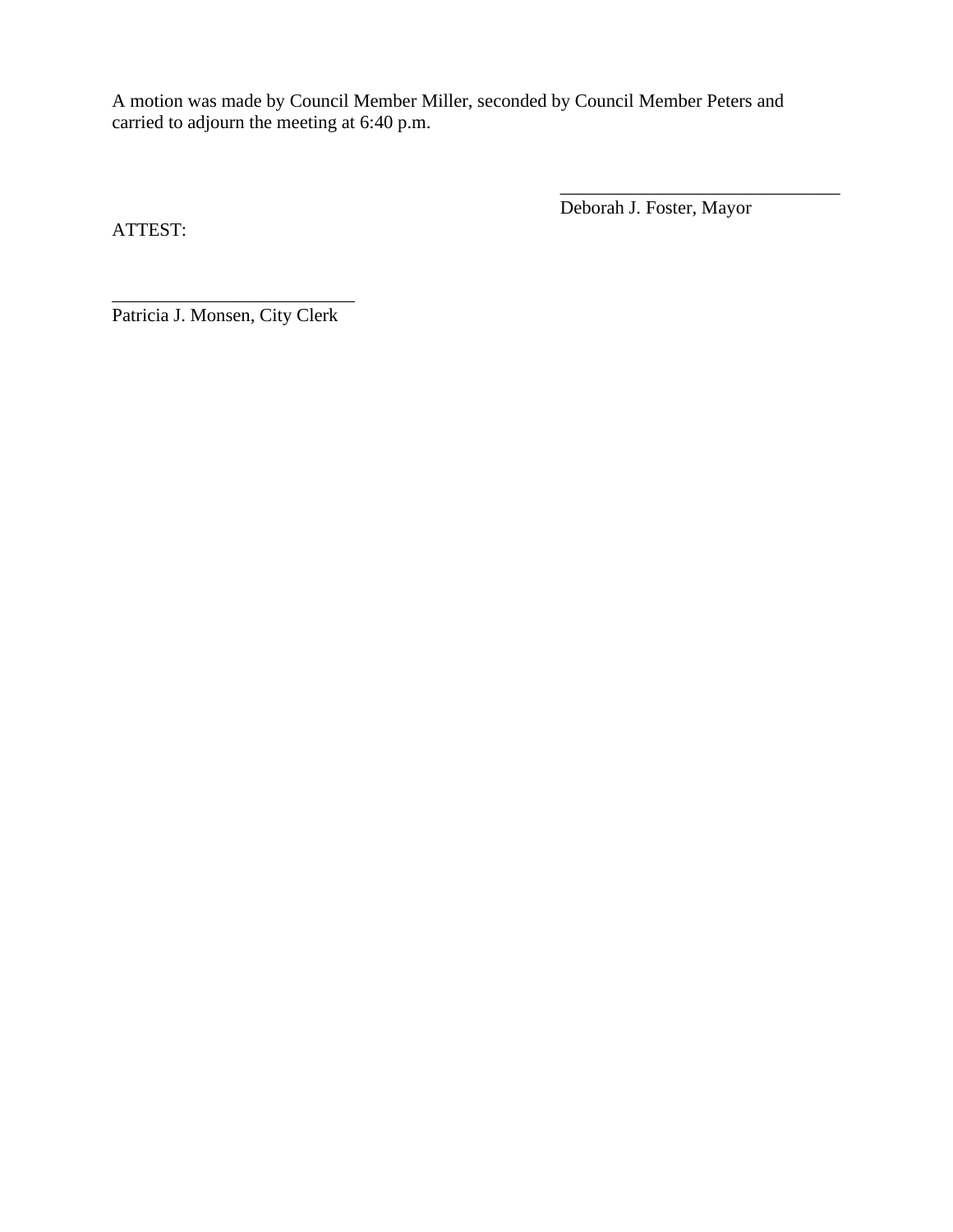A motion was made by Council Member Miller, seconded by Council Member Peters and carried to adjourn the meeting at 6:40 p.m.

_______________________________
Deborah J. Foster, Mayor

ATTEST:

___________________________
Patricia J. Monsen, City Clerk